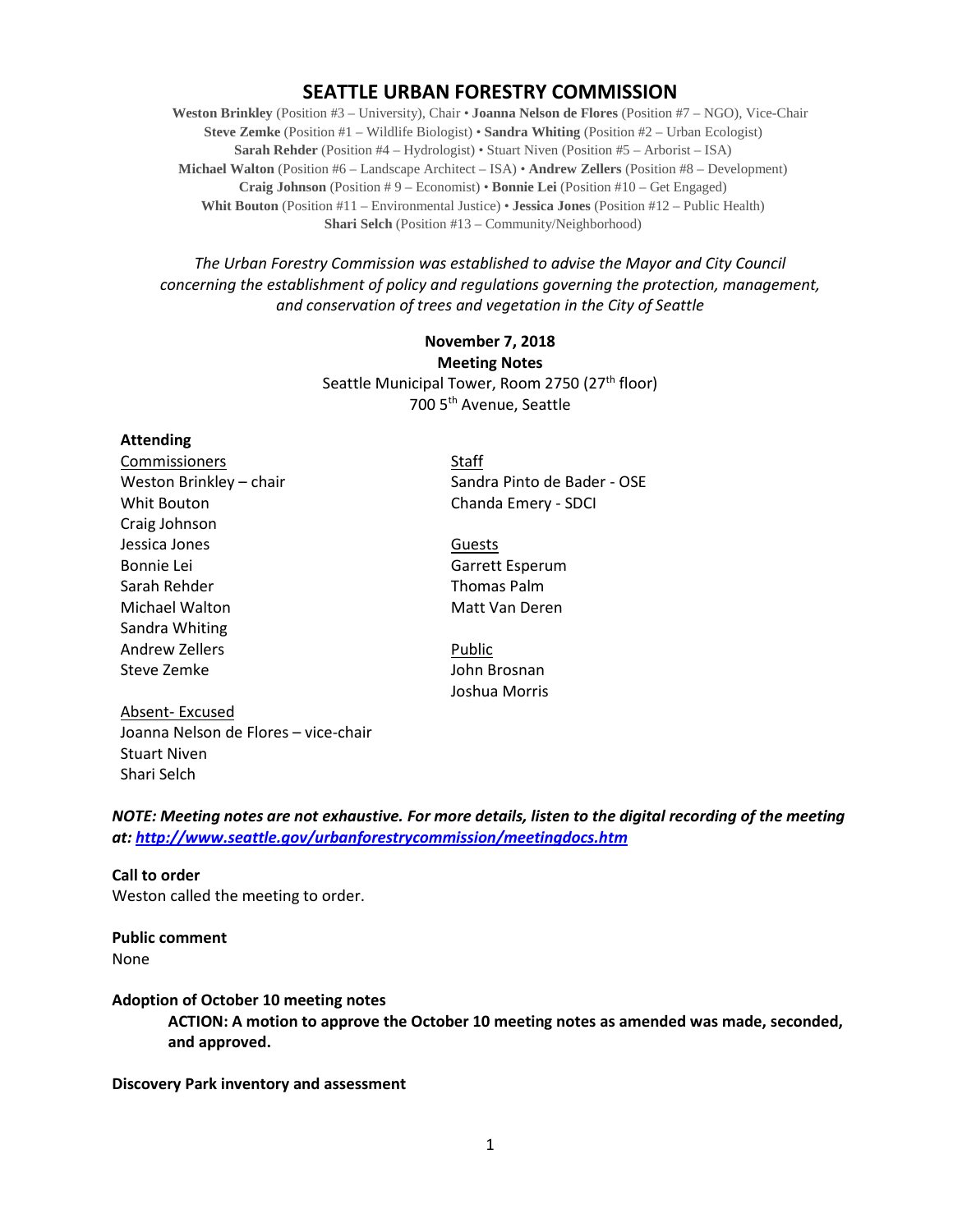# SEATTLE URBAN FORESTRY COMMISSION

**Weston Brinkley** (Position #3 – University), Chair • **Joanna Nelson de Flores** (Position #7 – NGO), Vice-Chair
**Steve Zemke** (Position #1 – Wildlife Biologist) • **Sandra Whiting** (Position #2 – Urban Ecologist)
**Sarah Rehder** (Position #4 – Hydrologist) • Stuart Niven (Position #5 – Arborist – ISA)
**Michael Walton** (Position #6 – Landscape Architect – ISA) • **Andrew Zellers** (Position #8 – Development)
**Craig Johnson** (Position # 9 – Economist) • **Bonnie Lei** (Position #10 – Get Engaged)
**Whit Bouton** (Position #11 – Environmental Justice) • **Jessica Jones** (Position #12 – Public Health)
**Shari Selch** (Position #13 – Community/Neighborhood)

*The Urban Forestry Commission was established to advise the Mayor and City Council concerning the establishment of policy and regulations governing the protection, management, and conservation of trees and vegetation in the City of Seattle*

**November 7, 2018**
**Meeting Notes**
Seattle Municipal Tower, Room 2750 (27th floor)
700 5th Avenue, Seattle

**Attending**

Commissioners
Weston Brinkley – chair
Whit Bouton
Craig Johnson
Jessica Jones
Bonnie Lei
Sarah Rehder
Michael Walton
Sandra Whiting
Andrew Zellers
Steve Zemke

Absent- Excused
Joanna Nelson de Flores – vice-chair
Stuart Niven
Shari Selch

Staff
Sandra Pinto de Bader - OSE
Chanda Emery - SDCI

Guests
Garrett Esperum
Thomas Palm
Matt Van Deren

Public
John Brosnan
Joshua Morris

***NOTE: Meeting notes are not exhaustive. For more details, listen to the digital recording of the meeting at: http://www.seattle.gov/urbanforestrycommission/meetingdocs.htm***

**Call to order**
Weston called the meeting to order.

**Public comment**
None

**Adoption of October 10 meeting notes**

> **ACTION: A motion to approve the October 10 meeting notes as amended was made, seconded, and approved.**

**Discovery Park inventory and assessment**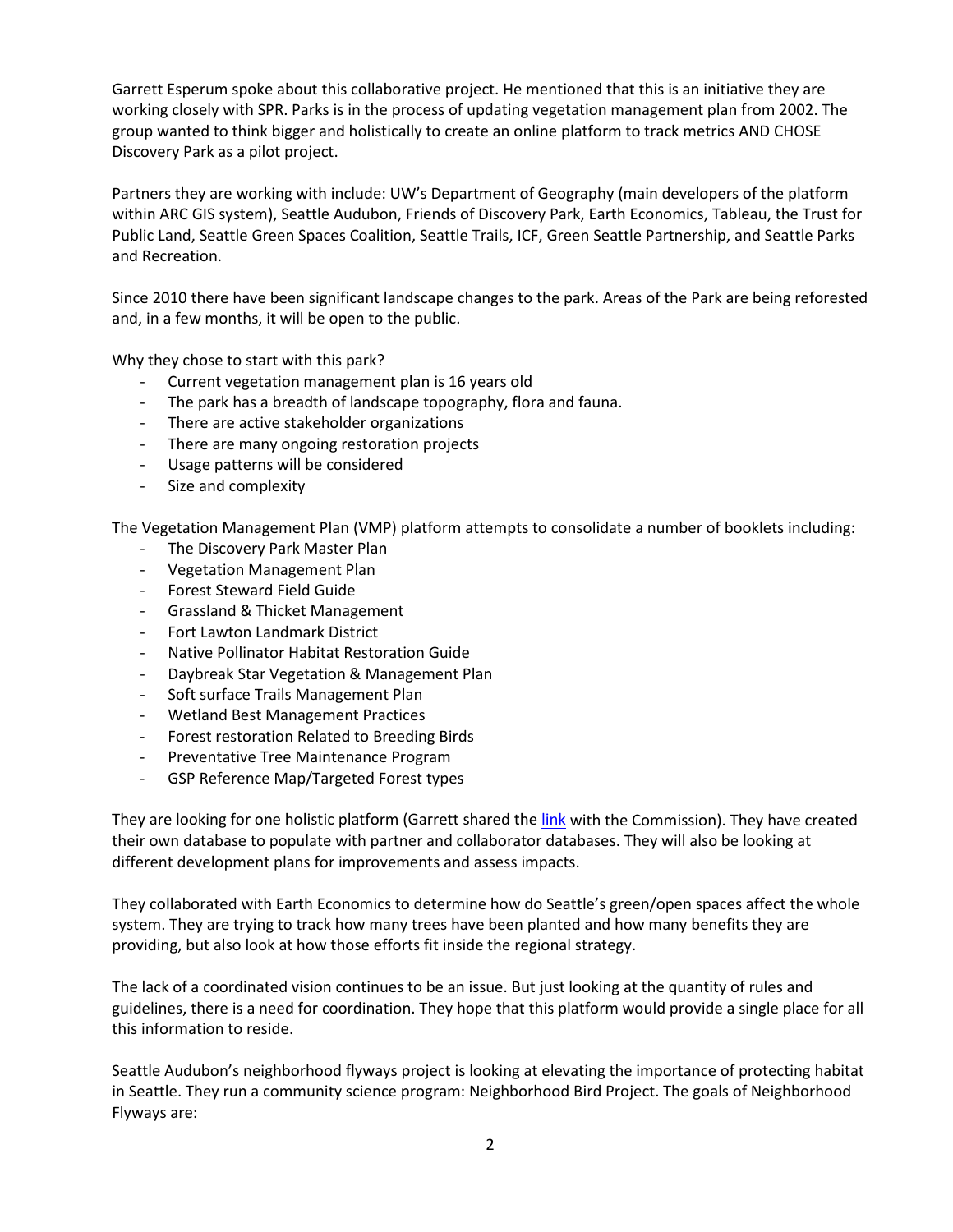Garrett Esperum spoke about this collaborative project. He mentioned that this is an initiative they are working closely with SPR. Parks is in the process of updating vegetation management plan from 2002. The group wanted to think bigger and holistically to create an online platform to track metrics AND CHOSE Discovery Park as a pilot project.

Partners they are working with include: UW's Department of Geography (main developers of the platform within ARC GIS system), Seattle Audubon, Friends of Discovery Park, Earth Economics, Tableau, the Trust for Public Land, Seattle Green Spaces Coalition, Seattle Trails, ICF, Green Seattle Partnership, and Seattle Parks and Recreation.

Since 2010 there have been significant landscape changes to the park. Areas of the Park are being reforested and, in a few months, it will be open to the public.

Why they chose to start with this park?

- Current vegetation management plan is 16 years old
- The park has a breadth of landscape topography, flora and fauna.
- There are active stakeholder organizations
- There are many ongoing restoration projects
- Usage patterns will be considered
- Size and complexity

The Vegetation Management Plan (VMP) platform attempts to consolidate a number of booklets including:

- The Discovery Park Master Plan
- Vegetation Management Plan
- Forest Steward Field Guide
- Grassland & Thicket Management
- Fort Lawton Landmark District
- Native Pollinator Habitat Restoration Guide
- Daybreak Star Vegetation & Management Plan
- Soft surface Trails Management Plan
- Wetland Best Management Practices
- Forest restoration Related to Breeding Birds
- Preventative Tree Maintenance Program
- GSP Reference Map/Targeted Forest types

They are looking for one holistic platform (Garrett shared the link with the Commission). They have created their own database to populate with partner and collaborator databases. They will also be looking at different development plans for improvements and assess impacts.

They collaborated with Earth Economics to determine how do Seattle's green/open spaces affect the whole system. They are trying to track how many trees have been planted and how many benefits they are providing, but also look at how those efforts fit inside the regional strategy.

The lack of a coordinated vision continues to be an issue. But just looking at the quantity of rules and guidelines, there is a need for coordination. They hope that this platform would provide a single place for all this information to reside.

Seattle Audubon's neighborhood flyways project is looking at elevating the importance of protecting habitat in Seattle. They run a community science program: Neighborhood Bird Project. The goals of Neighborhood Flyways are: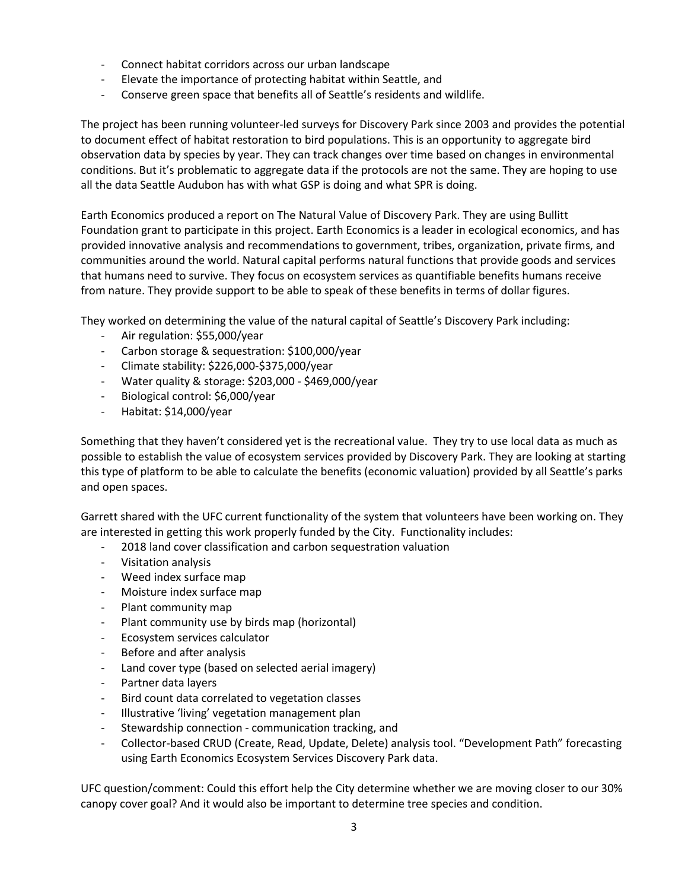- Connect habitat corridors across our urban landscape
- Elevate the importance of protecting habitat within Seattle, and
- Conserve green space that benefits all of Seattle's residents and wildlife.

The project has been running volunteer-led surveys for Discovery Park since 2003 and provides the potential to document effect of habitat restoration to bird populations. This is an opportunity to aggregate bird observation data by species by year. They can track changes over time based on changes in environmental conditions. But it's problematic to aggregate data if the protocols are not the same. They are hoping to use all the data Seattle Audubon has with what GSP is doing and what SPR is doing.

Earth Economics produced a report on The Natural Value of Discovery Park. They are using Bullitt Foundation grant to participate in this project. Earth Economics is a leader in ecological economics, and has provided innovative analysis and recommendations to government, tribes, organization, private firms, and communities around the world. Natural capital performs natural functions that provide goods and services that humans need to survive. They focus on ecosystem services as quantifiable benefits humans receive from nature. They provide support to be able to speak of these benefits in terms of dollar figures.

They worked on determining the value of the natural capital of Seattle's Discovery Park including:

- Air regulation: $55,000/year
- Carbon storage & sequestration: $100,000/year
- Climate stability: $226,000-$375,000/year
- Water quality & storage: $203,000 - $469,000/year
- Biological control: $6,000/year
- Habitat: $14,000/year

Something that they haven't considered yet is the recreational value. They try to use local data as much as possible to establish the value of ecosystem services provided by Discovery Park. They are looking at starting this type of platform to be able to calculate the benefits (economic valuation) provided by all Seattle's parks and open spaces.

Garrett shared with the UFC current functionality of the system that volunteers have been working on. They are interested in getting this work properly funded by the City. Functionality includes:

- 2018 land cover classification and carbon sequestration valuation
- Visitation analysis
- Weed index surface map
- Moisture index surface map
- Plant community map
- Plant community use by birds map (horizontal)
- Ecosystem services calculator
- Before and after analysis
- Land cover type (based on selected aerial imagery)
- Partner data layers
- Bird count data correlated to vegetation classes
- Illustrative 'living' vegetation management plan
- Stewardship connection - communication tracking, and
- Collector-based CRUD (Create, Read, Update, Delete) analysis tool. "Development Path" forecasting using Earth Economics Ecosystem Services Discovery Park data.

UFC question/comment: Could this effort help the City determine whether we are moving closer to our 30% canopy cover goal? And it would also be important to determine tree species and condition.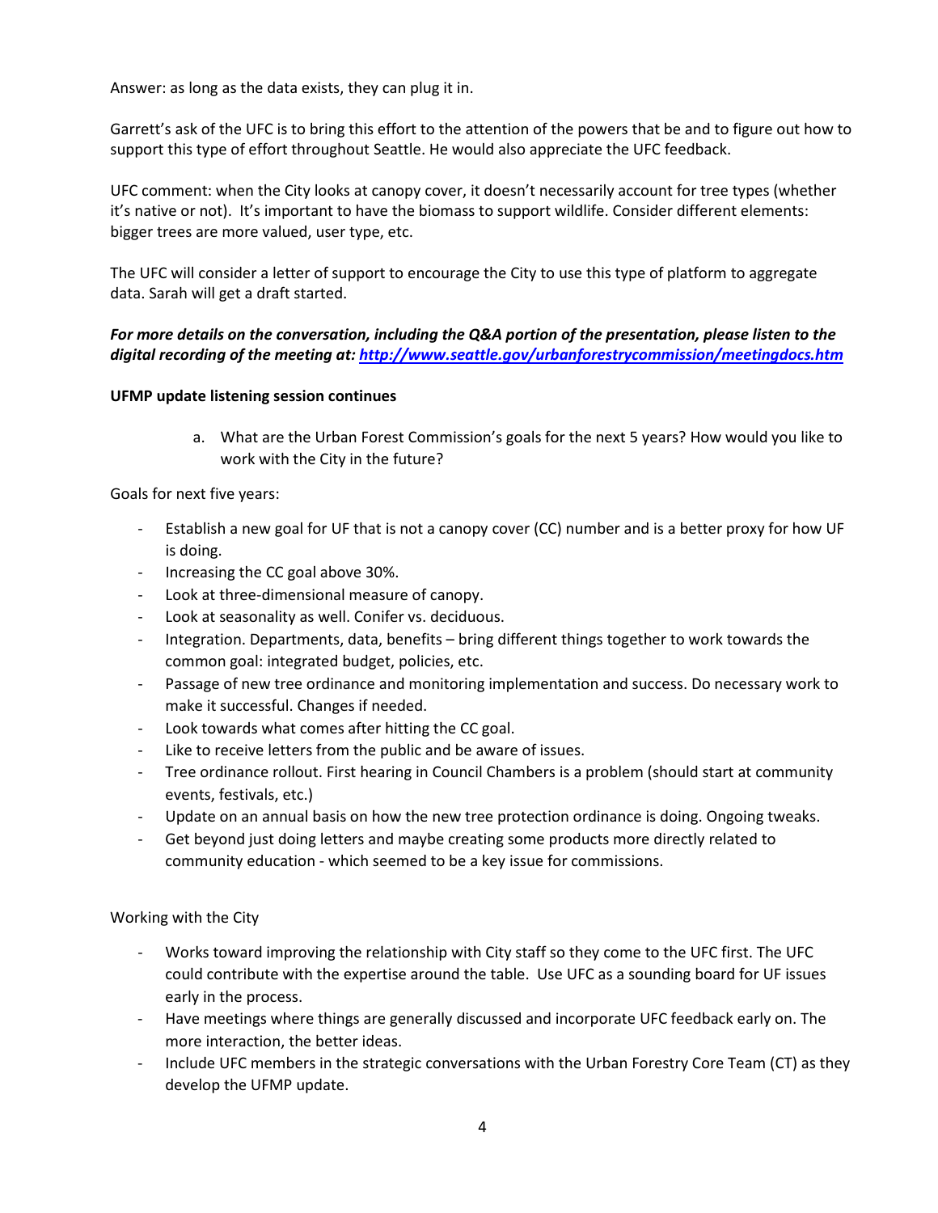Answer: as long as the data exists, they can plug it in.

Garrett's ask of the UFC is to bring this effort to the attention of the powers that be and to figure out how to support this type of effort throughout Seattle. He would also appreciate the UFC feedback.

UFC comment: when the City looks at canopy cover, it doesn't necessarily account for tree types (whether it's native or not). It's important to have the biomass to support wildlife. Consider different elements: bigger trees are more valued, user type, etc.

The UFC will consider a letter of support to encourage the City to use this type of platform to aggregate data. Sarah will get a draft started.

***For more details on the conversation, including the Q&A portion of the presentation, please listen to the digital recording of the meeting at: [http://www.seattle.gov/urbanforestrycommission/meetingdocs.htm](http://www.seattle.gov/urbanforestrycommission/meetingdocs.htm)***

**UFMP update listening session continues**

a. What are the Urban Forest Commission's goals for the next 5 years? How would you like to work with the City in the future?

Goals for next five years:

- Establish a new goal for UF that is not a canopy cover (CC) number and is a better proxy for how UF is doing.
- Increasing the CC goal above 30%.
- Look at three-dimensional measure of canopy.
- Look at seasonality as well. Conifer vs. deciduous.
- Integration. Departments, data, benefits – bring different things together to work towards the common goal: integrated budget, policies, etc.
- Passage of new tree ordinance and monitoring implementation and success. Do necessary work to make it successful. Changes if needed.
- Look towards what comes after hitting the CC goal.
- Like to receive letters from the public and be aware of issues.
- Tree ordinance rollout. First hearing in Council Chambers is a problem (should start at community events, festivals, etc.)
- Update on an annual basis on how the new tree protection ordinance is doing. Ongoing tweaks.
- Get beyond just doing letters and maybe creating some products more directly related to community education - which seemed to be a key issue for commissions.

Working with the City

- Works toward improving the relationship with City staff so they come to the UFC first. The UFC could contribute with the expertise around the table. Use UFC as a sounding board for UF issues early in the process.
- Have meetings where things are generally discussed and incorporate UFC feedback early on. The more interaction, the better ideas.
- Include UFC members in the strategic conversations with the Urban Forestry Core Team (CT) as they develop the UFMP update.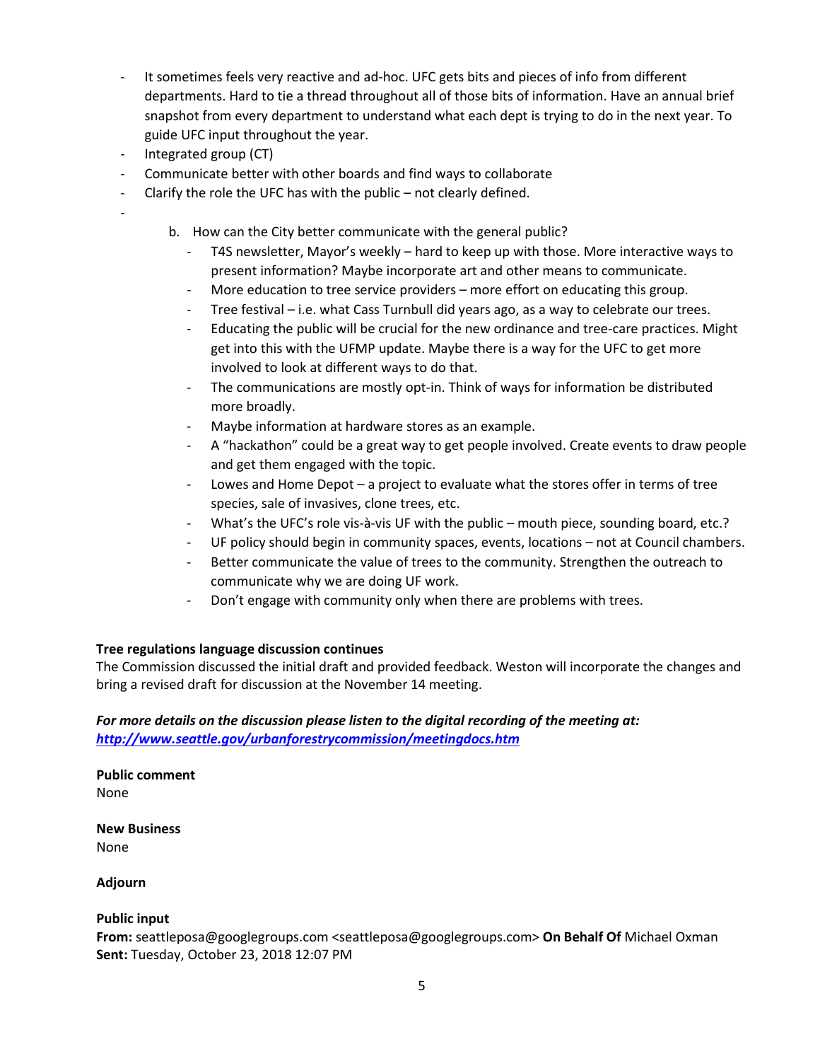- It sometimes feels very reactive and ad-hoc. UFC gets bits and pieces of info from different departments. Hard to tie a thread throughout all of those bits of information. Have an annual brief snapshot from every department to understand what each dept is trying to do in the next year. To guide UFC input throughout the year.
- Integrated group (CT)
- Communicate better with other boards and find ways to collaborate
- Clarify the role the UFC has with the public – not clearly defined.
- 

b. How can the City better communicate with the general public?
   - T4S newsletter, Mayor's weekly – hard to keep up with those. More interactive ways to present information? Maybe incorporate art and other means to communicate.
   - More education to tree service providers – more effort on educating this group.
   - Tree festival – i.e. what Cass Turnbull did years ago, as a way to celebrate our trees.
   - Educating the public will be crucial for the new ordinance and tree-care practices. Might get into this with the UFMP update. Maybe there is a way for the UFC to get more involved to look at different ways to do that.
   - The communications are mostly opt-in. Think of ways for information be distributed more broadly.
   - Maybe information at hardware stores as an example.
   - A "hackathon" could be a great way to get people involved. Create events to draw people and get them engaged with the topic.
   - Lowes and Home Depot – a project to evaluate what the stores offer in terms of tree species, sale of invasives, clone trees, etc.
   - What's the UFC's role vis-à-vis UF with the public – mouth piece, sounding board, etc.?
   - UF policy should begin in community spaces, events, locations – not at Council chambers.
   - Better communicate the value of trees to the community. Strengthen the outreach to communicate why we are doing UF work.
   - Don't engage with community only when there are problems with trees.

**Tree regulations language discussion continues**

The Commission discussed the initial draft and provided feedback. Weston will incorporate the changes and bring a revised draft for discussion at the November 14 meeting.

***For more details on the discussion please listen to the digital recording of the meeting at: http://www.seattle.gov/urbanforestrycommission/meetingdocs.htm***

**Public comment**

None

**New Business**

None

**Adjourn**

**Public input**

**From:** seattleposa@googlegroups.com <seattleposa@googlegroups.com> **On Behalf Of** Michael Oxman
**Sent:** Tuesday, October 23, 2018 12:07 PM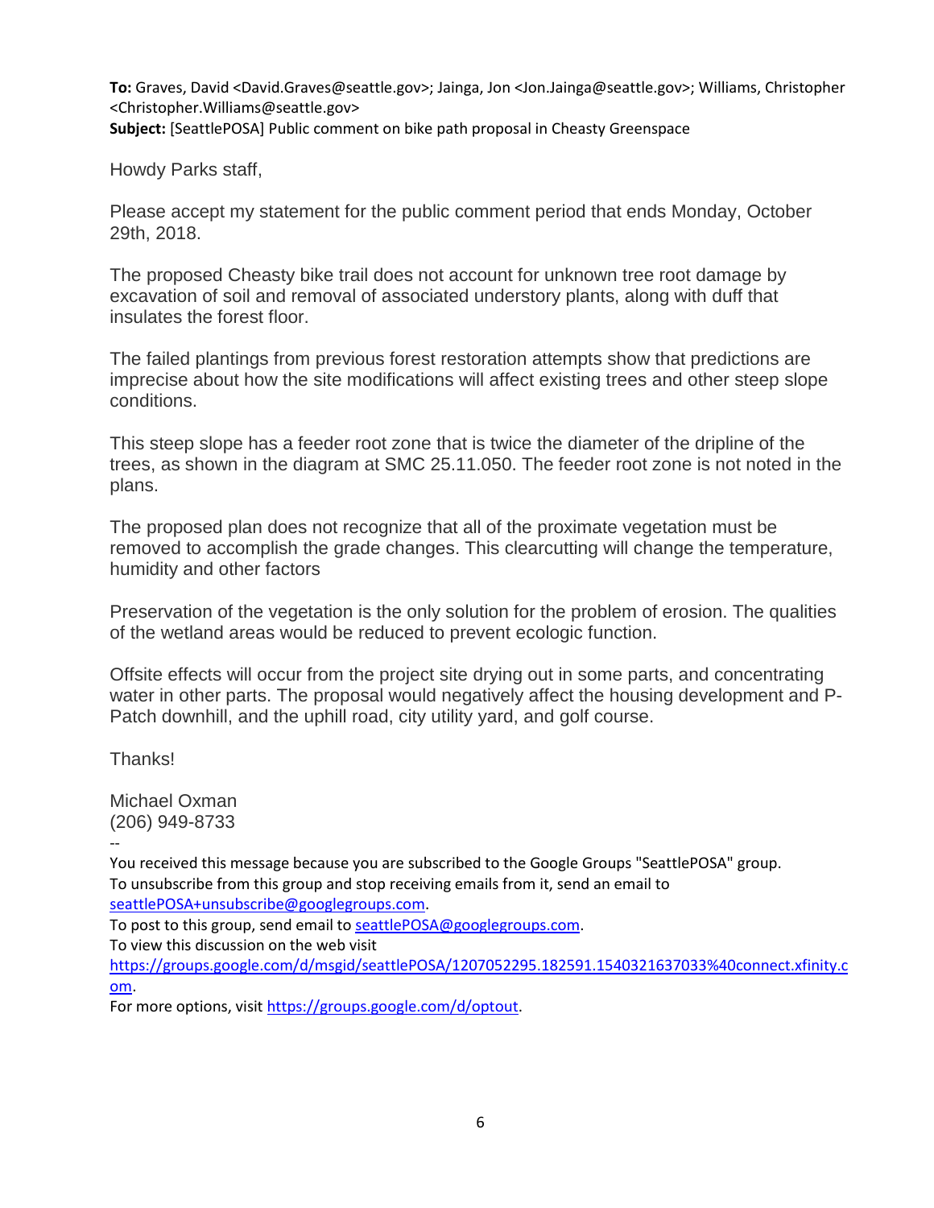**To:** Graves, David <David.Graves@seattle.gov>; Jainga, Jon <Jon.Jainga@seattle.gov>; Williams, Christopher <Christopher.Williams@seattle.gov>
**Subject:** [SeattlePOSA] Public comment on bike path proposal in Cheasty Greenspace

Howdy Parks staff,

Please accept my statement for the public comment period that ends Monday, October 29th, 2018.

The proposed Cheasty bike trail does not account for unknown tree root damage by excavation of soil and removal of associated understory plants, along with duff that insulates the forest floor.

The failed plantings from previous forest restoration attempts show that predictions are imprecise about how the site modifications will affect existing trees and other steep slope conditions.

This steep slope has a feeder root zone that is twice the diameter of the dripline of the trees, as shown in the diagram at SMC 25.11.050. The feeder root zone is not noted in the plans.

The proposed plan does not recognize that all of the proximate vegetation must be removed to accomplish the grade changes. This clearcutting will change the temperature, humidity and other factors

Preservation of the vegetation is the only solution for the problem of erosion. The qualities of the wetland areas would be reduced to prevent ecologic function.

Offsite effects will occur from the project site drying out in some parts, and concentrating water in other parts. The proposal would negatively affect the housing development and P-Patch downhill, and the uphill road, city utility yard, and golf course.

Thanks!

Michael Oxman
(206) 949-8733

--

You received this message because you are subscribed to the Google Groups "SeattlePOSA" group.
To unsubscribe from this group and stop receiving emails from it, send an email to seattlePOSA+unsubscribe@googlegroups.com.
To post to this group, send email to seattlePOSA@googlegroups.com.
To view this discussion on the web visit https://groups.google.com/d/msgid/seattlePOSA/1207052295.182591.1540321637033%40connect.xfinity.com.
For more options, visit https://groups.google.com/d/optout.